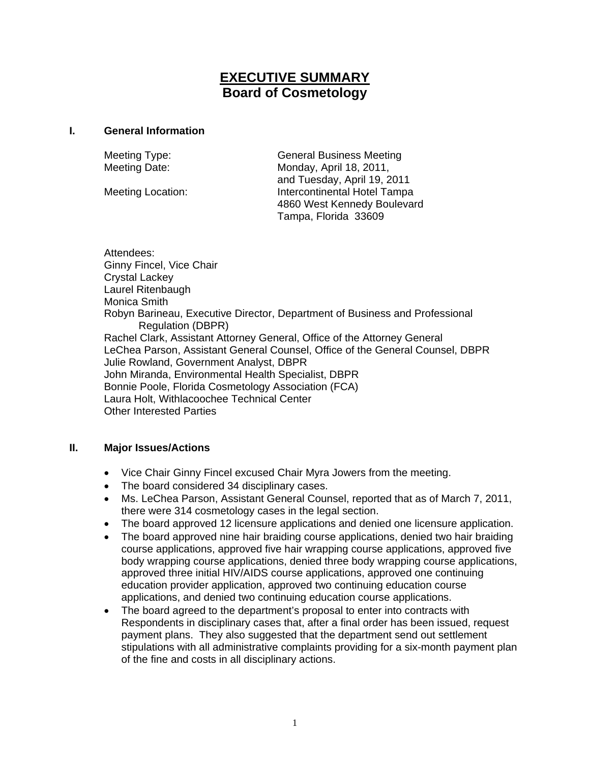# EXECUTIVE SUMMARY
## Board of Cosmetology

### I. General Information

| | |
|---|---|
| Meeting Type: | General Business Meeting |
| Meeting Date: | Monday, April 18, 2011, and Tuesday, April 19, 2011 |
| Meeting Location: | Intercontinental Hotel Tampa<br>4860 West Kennedy Boulevard<br>Tampa, Florida 33609 |

Attendees:
Ginny Fincel, Vice Chair
Crystal Lackey
Laurel Ritenbaugh
Monica Smith
Robyn Barineau, Executive Director, Department of Business and Professional Regulation (DBPR)
Rachel Clark, Assistant Attorney General, Office of the Attorney General
LeChea Parson, Assistant General Counsel, Office of the General Counsel, DBPR
Julie Rowland, Government Analyst, DBPR
John Miranda, Environmental Health Specialist, DBPR
Bonnie Poole, Florida Cosmetology Association (FCA)
Laura Holt, Withlacoochee Technical Center
Other Interested Parties

### II. Major Issues/Actions

- Vice Chair Ginny Fincel excused Chair Myra Jowers from the meeting.
- The board considered 34 disciplinary cases.
- Ms. LeChea Parson, Assistant General Counsel, reported that as of March 7, 2011, there were 314 cosmetology cases in the legal section.
- The board approved 12 licensure applications and denied one licensure application.
- The board approved nine hair braiding course applications, denied two hair braiding course applications, approved five hair wrapping course applications, approved five body wrapping course applications, denied three body wrapping course applications, approved three initial HIV/AIDS course applications, approved one continuing education provider application, approved two continuing education course applications, and denied two continuing education course applications.
- The board agreed to the department's proposal to enter into contracts with Respondents in disciplinary cases that, after a final order has been issued, request payment plans. They also suggested that the department send out settlement stipulations with all administrative complaints providing for a six-month payment plan of the fine and costs in all disciplinary actions.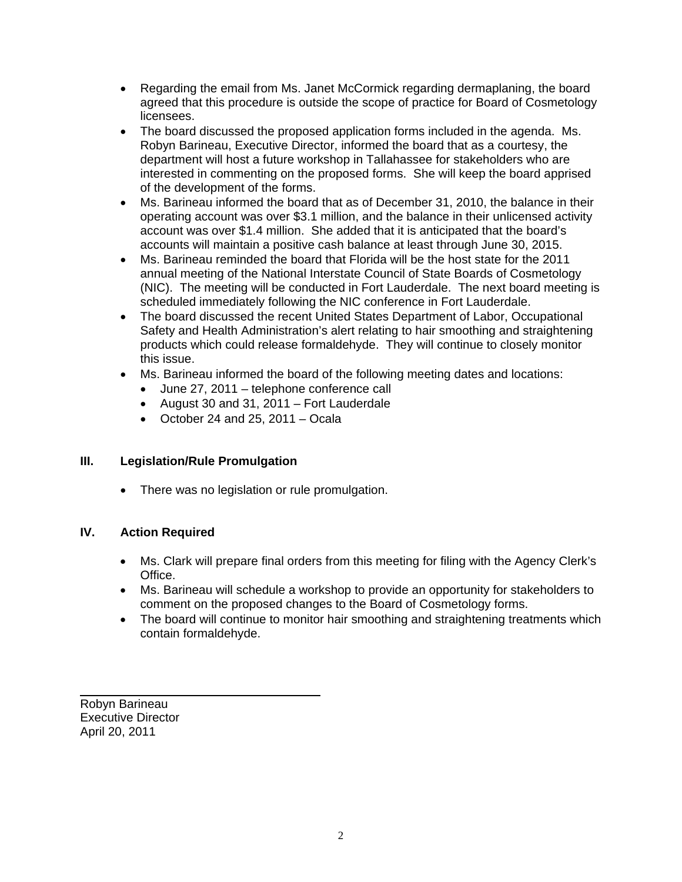- Regarding the email from Ms. Janet McCormick regarding dermaplaning, the board agreed that this procedure is outside the scope of practice for Board of Cosmetology licensees.
- The board discussed the proposed application forms included in the agenda. Ms. Robyn Barineau, Executive Director, informed the board that as a courtesy, the department will host a future workshop in Tallahassee for stakeholders who are interested in commenting on the proposed forms. She will keep the board apprised of the development of the forms.
- Ms. Barineau informed the board that as of December 31, 2010, the balance in their operating account was over $3.1 million, and the balance in their unlicensed activity account was over $1.4 million. She added that it is anticipated that the board's accounts will maintain a positive cash balance at least through June 30, 2015.
- Ms. Barineau reminded the board that Florida will be the host state for the 2011 annual meeting of the National Interstate Council of State Boards of Cosmetology (NIC). The meeting will be conducted in Fort Lauderdale. The next board meeting is scheduled immediately following the NIC conference in Fort Lauderdale.
- The board discussed the recent United States Department of Labor, Occupational Safety and Health Administration's alert relating to hair smoothing and straightening products which could release formaldehyde. They will continue to closely monitor this issue.
- Ms. Barineau informed the board of the following meeting dates and locations:
  - June 27, 2011 – telephone conference call
  - August 30 and 31, 2011 – Fort Lauderdale
  - October 24 and 25, 2011 – Ocala

## III. Legislation/Rule Promulgation

- There was no legislation or rule promulgation.

## IV. Action Required

- Ms. Clark will prepare final orders from this meeting for filing with the Agency Clerk's Office.
- Ms. Barineau will schedule a workshop to provide an opportunity for stakeholders to comment on the proposed changes to the Board of Cosmetology forms.
- The board will continue to monitor hair smoothing and straightening treatments which contain formaldehyde.

Robyn Barineau
Executive Director
April 20, 2011